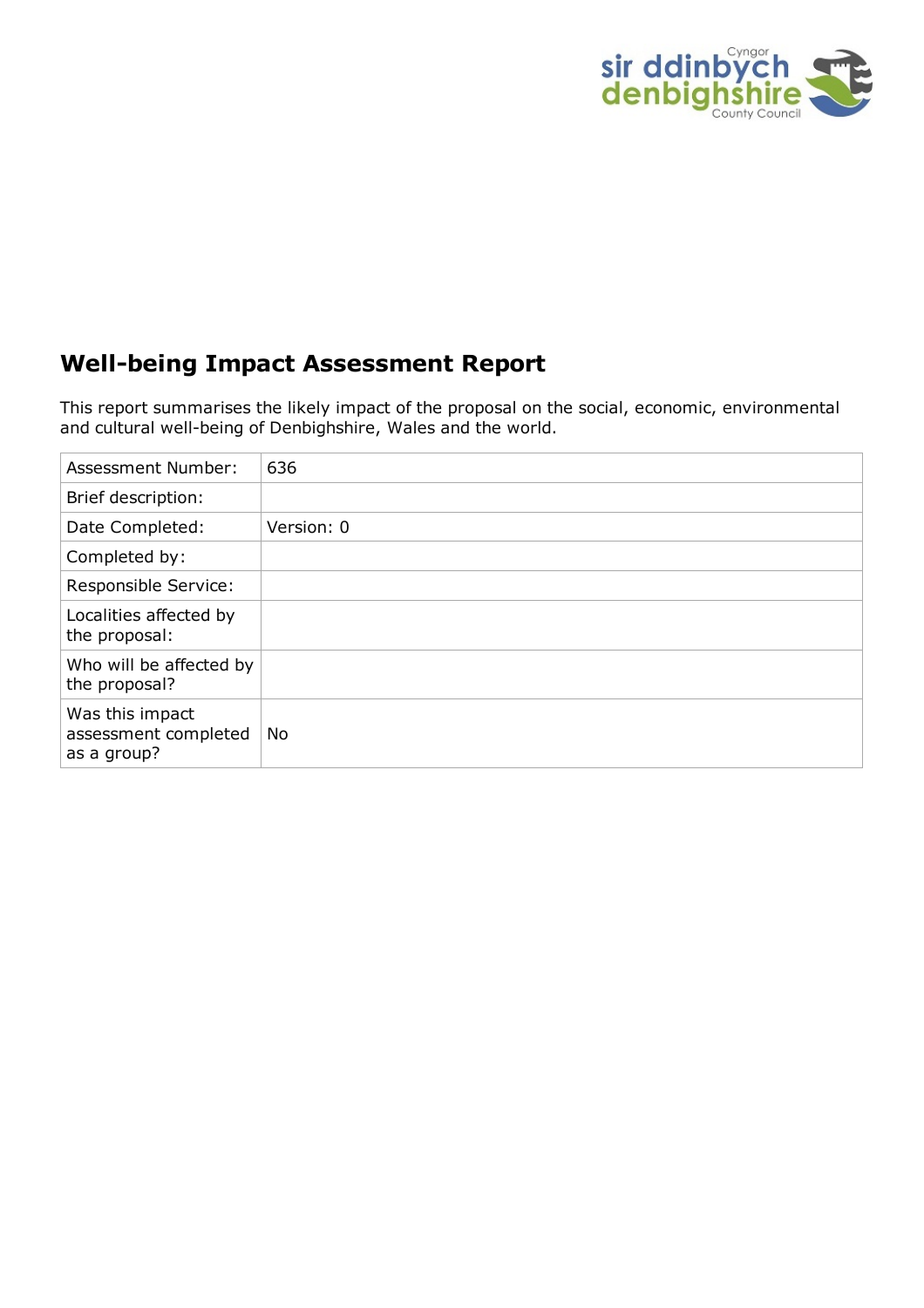# Well-being Impact Assessment Report

This report summarises the likely impact of the proposal on the social, economic, environmental and cultural well-being of Denbighshire, Wales and the world.

| | |
|---|---|
| Assessment Number: | 636 |
| Brief description: | |
| Date Completed: | Version: 0 |
| Completed by: | |
| Responsible Service: | |
| Localities affected by the proposal: | |
| Who will be affected by the proposal? | |
| Was this impact assessment completed as a group? | No |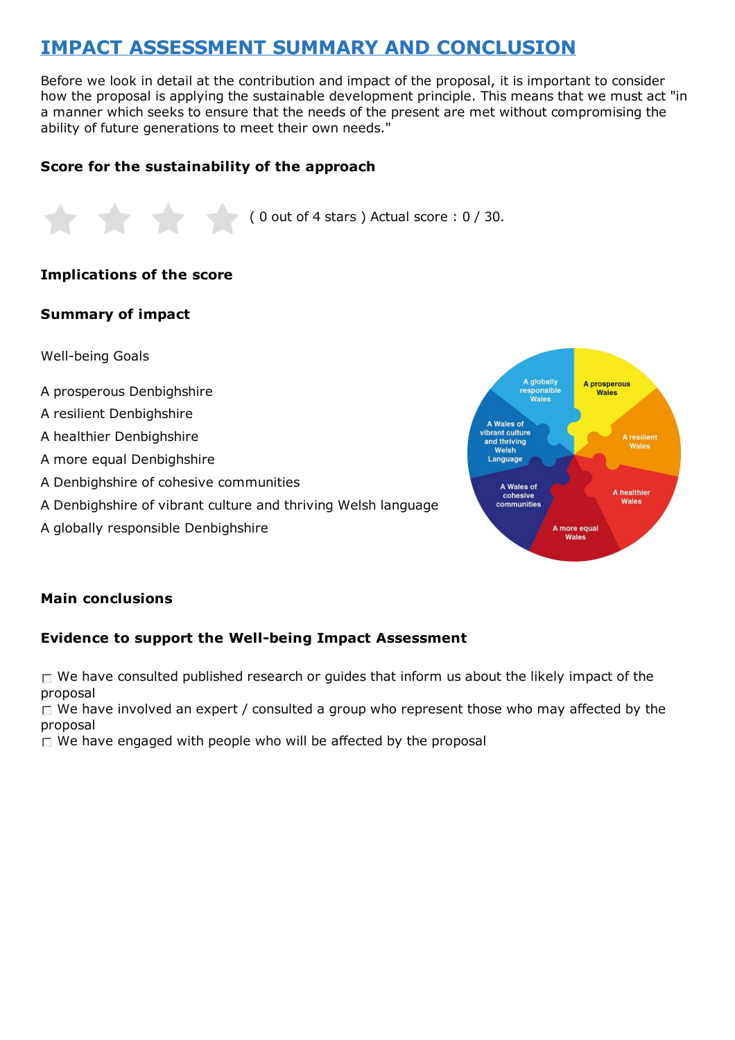# IMPACT ASSESSMENT SUMMARY AND CONCLUSION

Before we look in detail at the contribution and impact of the proposal, it is important to consider how the proposal is applying the sustainable development principle. This means that we must act "in a manner which seeks to ensure that the needs of the present are met without compromising the ability of future generations to meet their own needs."

### Score for the sustainability of the approach

( 0 out of 4 stars ) Actual score : 0 / 30.

### Implications of the score

### Summary of impact

Well-being Goals

A prosperous Denbighshire
A resilient Denbighshire
A healthier Denbighshire
A more equal Denbighshire
A Denbighshire of cohesive communities
A Denbighshire of vibrant culture and thriving Welsh language
A globally responsible Denbighshire

### Main conclusions

### Evidence to support the Well-being Impact Assessment

- ☐ We have consulted published research or guides that inform us about the likely impact of the proposal
- ☐ We have involved an expert / consulted a group who represent those who may affected by the proposal
- ☐ We have engaged with people who will be affected by the proposal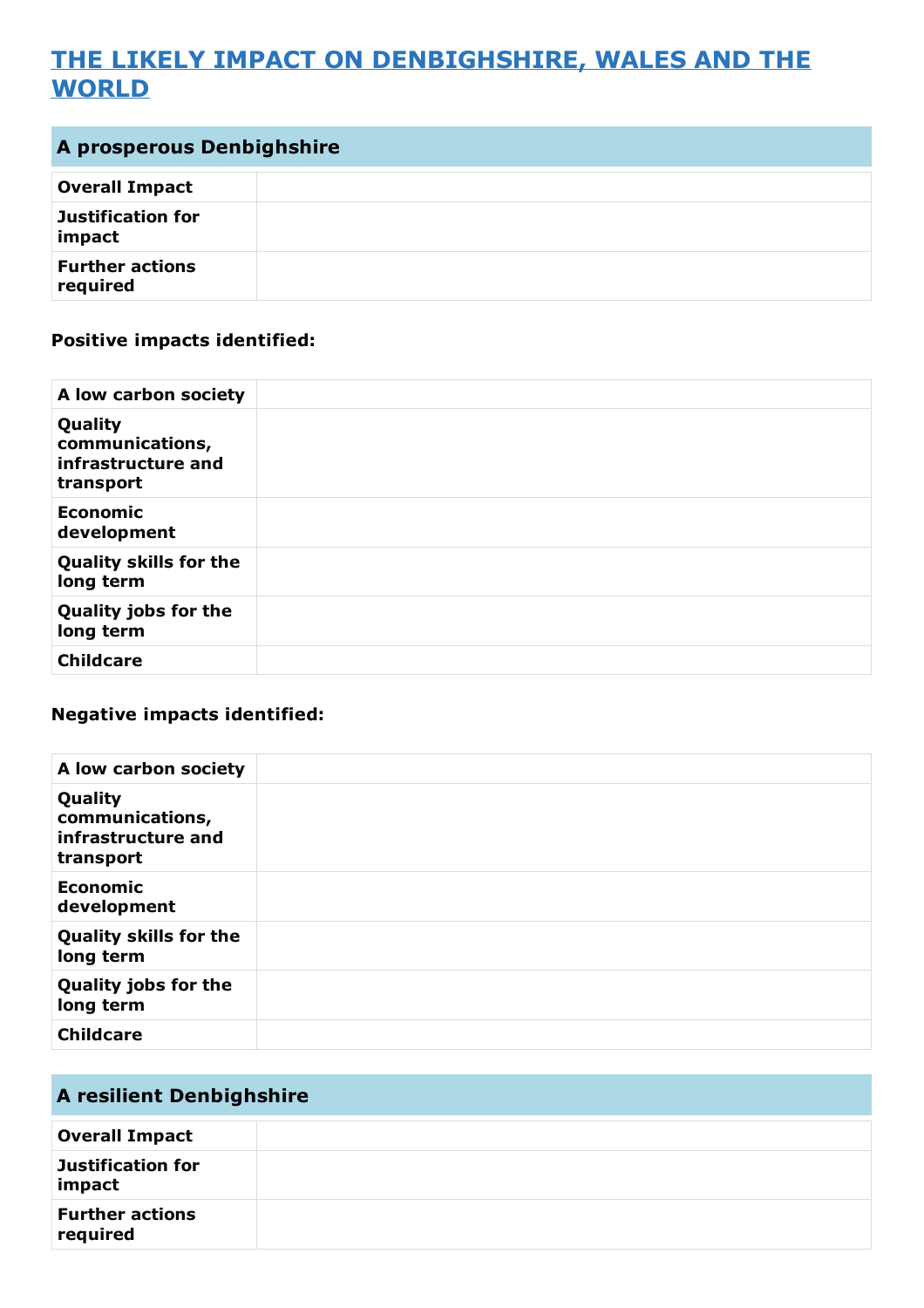# THE LIKELY IMPACT ON DENBIGHSHIRE, WALES AND THE WORLD

## A prosperous Denbighshire

| | |
|---|---|
| **Overall Impact** | |
| **Justification for impact** | |
| **Further actions required** | |

**Positive impacts identified:**

| | |
|---|---|
| **A low carbon society** | |
| **Quality communications, infrastructure and transport** | |
| **Economic development** | |
| **Quality skills for the long term** | |
| **Quality jobs for the long term** | |
| **Childcare** | |

**Negative impacts identified:**

| | |
|---|---|
| **A low carbon society** | |
| **Quality communications, infrastructure and transport** | |
| **Economic development** | |
| **Quality skills for the long term** | |
| **Quality jobs for the long term** | |
| **Childcare** | |

## A resilient Denbighshire

| | |
|---|---|
| **Overall Impact** | |
| **Justification for impact** | |
| **Further actions required** | |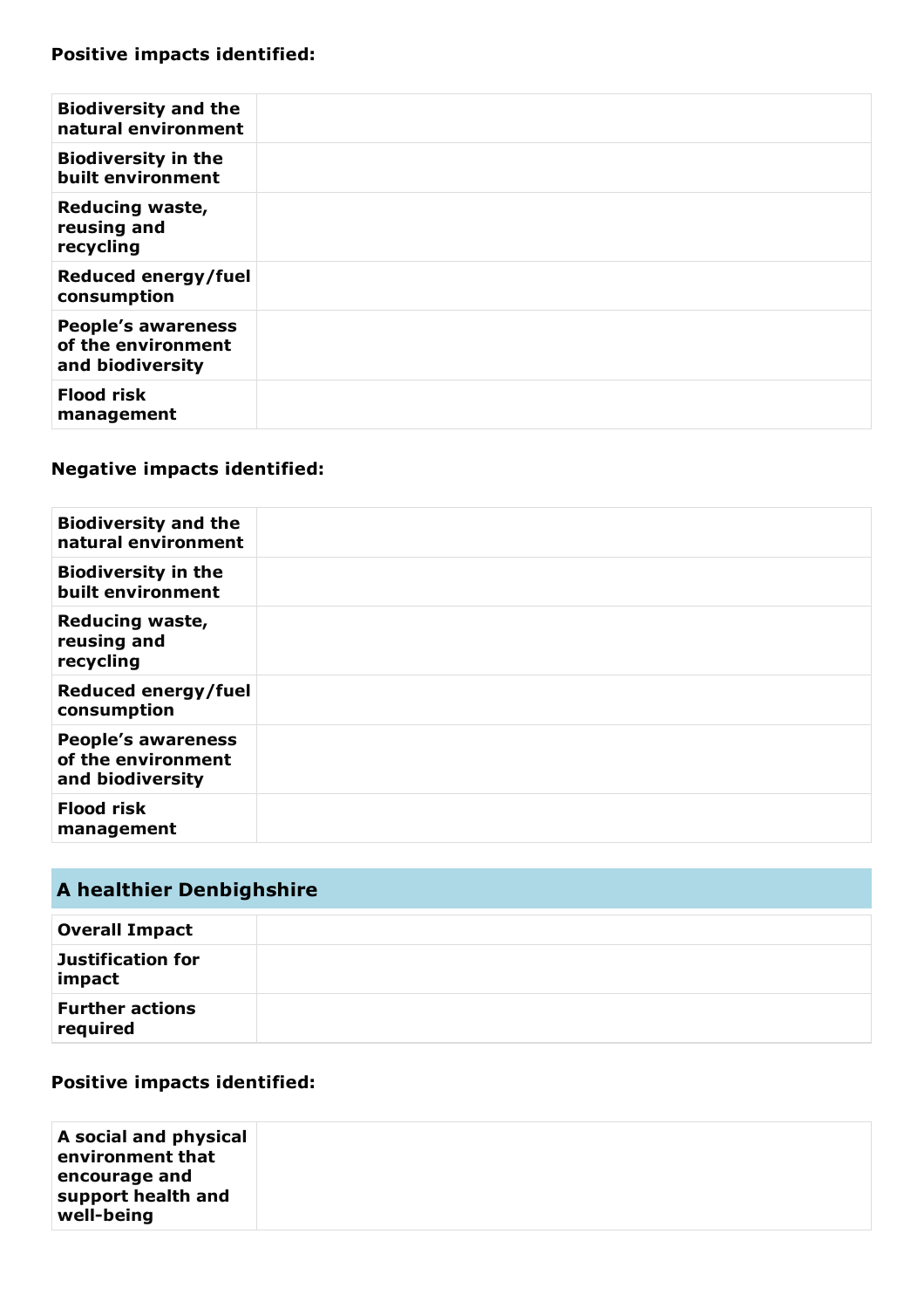**Positive impacts identified:**

| | |
|---|---|
| **Biodiversity and the natural environment** | |
| **Biodiversity in the built environment** | |
| **Reducing waste, reusing and recycling** | |
| **Reduced energy/fuel consumption** | |
| **People's awareness of the environment and biodiversity** | |
| **Flood risk management** | |

**Negative impacts identified:**

| | |
|---|---|
| **Biodiversity and the natural environment** | |
| **Biodiversity in the built environment** | |
| **Reducing waste, reusing and recycling** | |
| **Reduced energy/fuel consumption** | |
| **People's awareness of the environment and biodiversity** | |
| **Flood risk management** | |

## A healthier Denbighshire

| | |
|---|---|
| **Overall Impact** | |
| **Justification for impact** | |
| **Further actions required** | |

**Positive impacts identified:**

| | |
|---|---|
| **A social and physical environment that encourage and support health and well-being** | |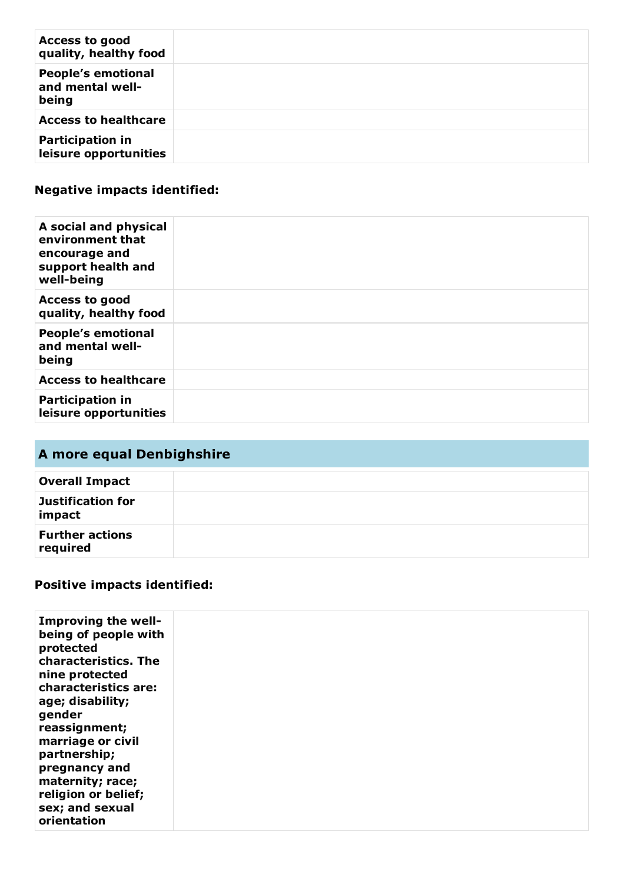| | |
|---|---|
| **Access to good quality, healthy food** | |
| **People's emotional and mental well-being** | |
| **Access to healthcare** | |
| **Participation in leisure opportunities** | |

### Negative impacts identified:

| | |
|---|---|
| **A social and physical environment that encourage and support health and well-being** | |
| **Access to good quality, healthy food** | |
| **People's emotional and mental well-being** | |
| **Access to healthcare** | |
| **Participation in leisure opportunities** | |

## A more equal Denbighshire

| | |
|---|---|
| **Overall Impact** | |
| **Justification for impact** | |
| **Further actions required** | |

### Positive impacts identified:

| | |
|---|---|
| **Improving the well-being of people with protected characteristics. The nine protected characteristics are: age; disability; gender reassignment; marriage or civil partnership; pregnancy and maternity; race; religion or belief; sex; and sexual orientation** | |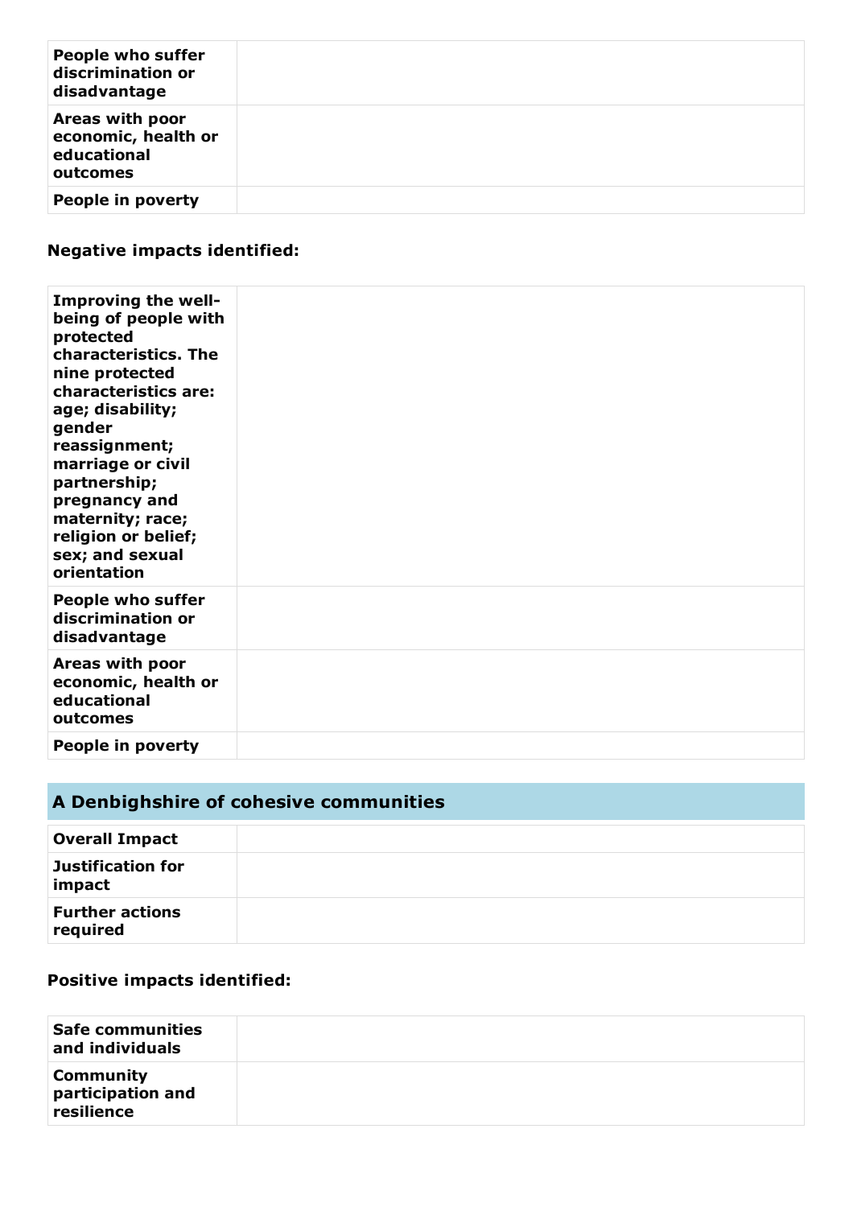| | |
|---|---|
| **People who suffer discrimination or disadvantage** | |
| **Areas with poor economic, health or educational outcomes** | |
| **People in poverty** | |

### Negative impacts identified:

| | |
|---|---|
| **Improving the well-being of people with protected characteristics. The nine protected characteristics are: age; disability; gender reassignment; marriage or civil partnership; pregnancy and maternity; race; religion or belief; sex; and sexual orientation** | |
| **People who suffer discrimination or disadvantage** | |
| **Areas with poor economic, health or educational outcomes** | |
| **People in poverty** | |

## A Denbighshire of cohesive communities

| | |
|---|---|
| **Overall Impact** | |
| **Justification for impact** | |
| **Further actions required** | |

### Positive impacts identified:

| | |
|---|---|
| **Safe communities and individuals** | |
| **Community participation and resilience** | |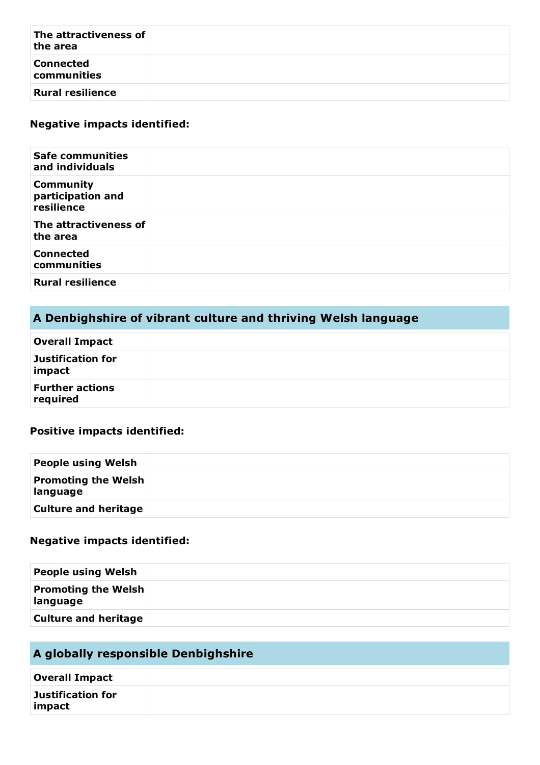| | |
|---|---|
| **The attractiveness of the area** | |
| **Connected communities** | |
| **Rural resilience** | |

**Negative impacts identified:**

| | |
|---|---|
| **Safe communities and individuals** | |
| **Community participation and resilience** | |
| **The attractiveness of the area** | |
| **Connected communities** | |
| **Rural resilience** | |

## A Denbighshire of vibrant culture and thriving Welsh language

| | |
|---|---|
| **Overall Impact** | |
| **Justification for impact** | |
| **Further actions required** | |

**Positive impacts identified:**

| | |
|---|---|
| **People using Welsh** | |
| **Promoting the Welsh language** | |
| **Culture and heritage** | |

**Negative impacts identified:**

| | |
|---|---|
| **People using Welsh** | |
| **Promoting the Welsh language** | |
| **Culture and heritage** | |

## A globally responsible Denbighshire

| | |
|---|---|
| **Overall Impact** | |
| **Justification for impact** | |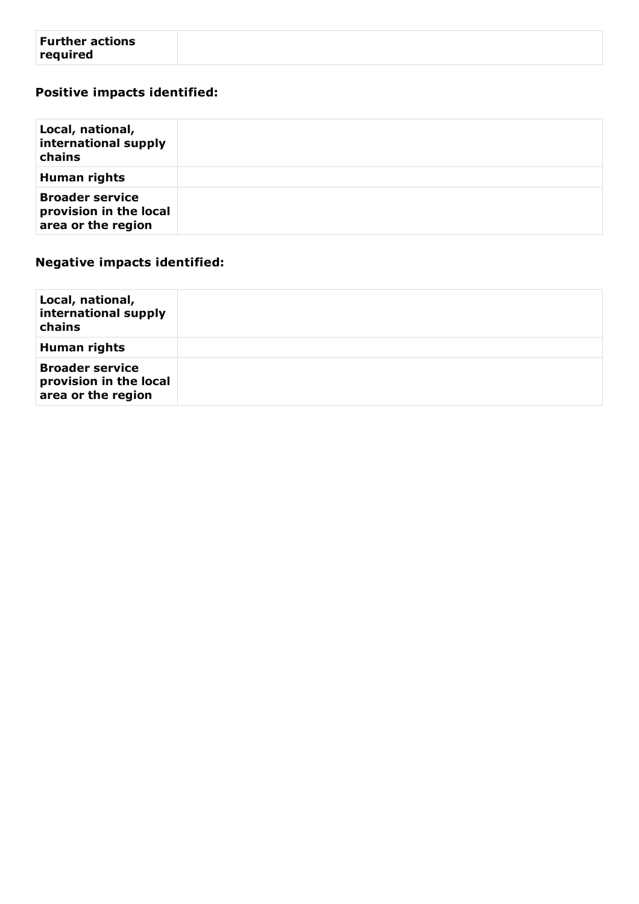| | |
|---|---|
| **Further actions required** | |

**Positive impacts identified:**

| | |
|---|---|
| **Local, national, international supply chains** | |
| **Human rights** | |
| **Broader service provision in the local area or the region** | |

**Negative impacts identified:**

| | |
|---|---|
| **Local, national, international supply chains** | |
| **Human rights** | |
| **Broader service provision in the local area or the region** | |